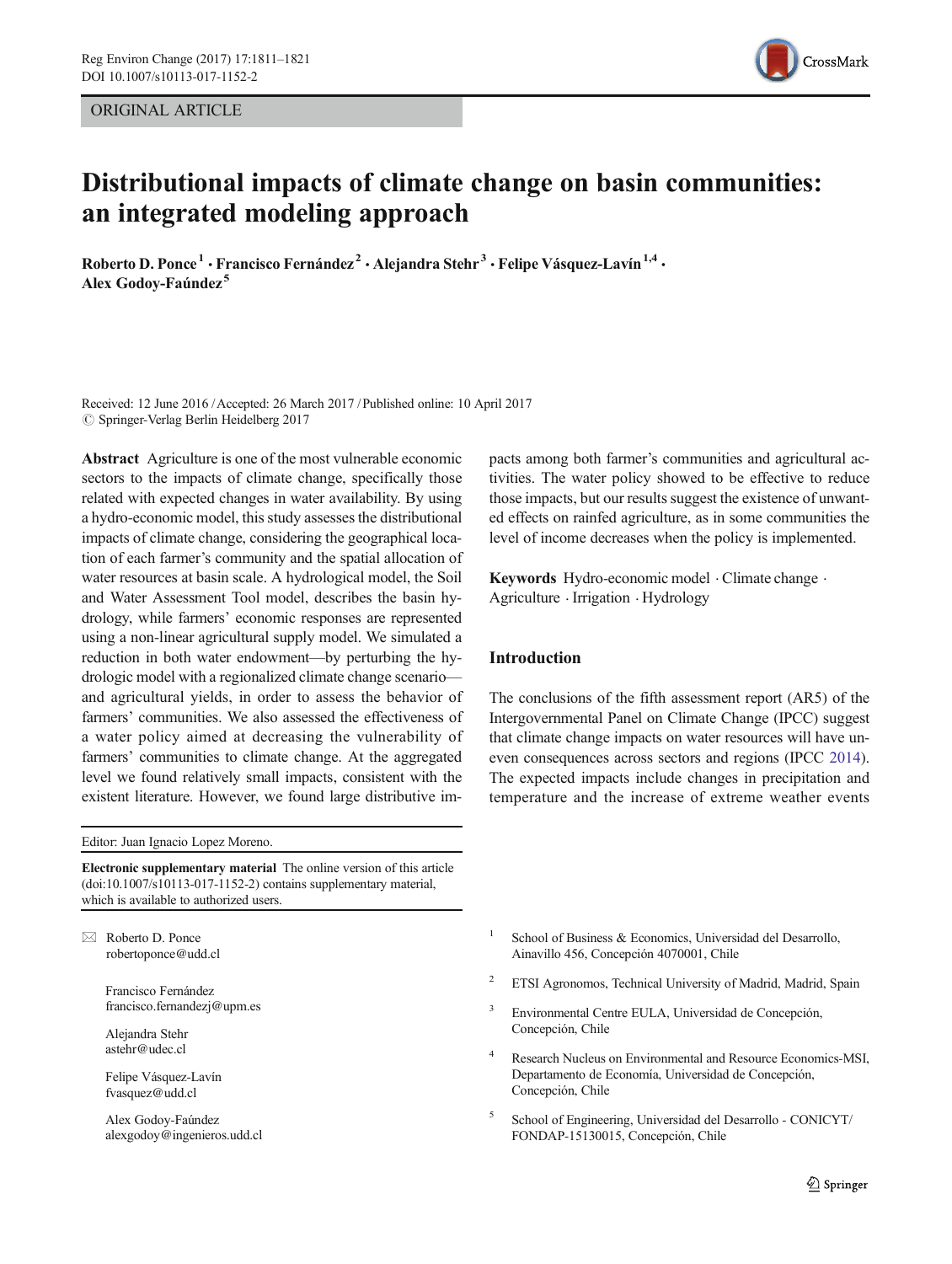ORIGINAL ARTICLE

# Distributional impacts of climate change on basin communities: an integrated modeling approach

Roberto D. Ponce[1] · Francisco Fernández[2] · Alejandra Stehr[3] · Felipe Vásquez-Lavín[1,4] · Alex Godoy-Faúndez[5]

Received: 12 June 2016 / Accepted: 26 March 2017 / Published online: 10 April 2017
© Springer-Verlag Berlin Heidelberg 2017

**Abstract** Agriculture is one of the most vulnerable economic sectors to the impacts of climate change, specifically those related with expected changes in water availability. By using a hydro-economic model, this study assesses the distributional impacts of climate change, considering the geographical location of each farmer's community and the spatial allocation of water resources at basin scale. A hydrological model, the Soil and Water Assessment Tool model, describes the basin hydrology, while farmers' economic responses are represented using a non-linear agricultural supply model. We simulated a reduction in both water endowment—by perturbing the hydrologic model with a regionalized climate change scenario—and agricultural yields, in order to assess the behavior of farmers' communities. We also assessed the effectiveness of a water policy aimed at decreasing the vulnerability of farmers' communities to climate change. At the aggregated level we found relatively small impacts, consistent with the existent literature. However, we found large distributive impacts among both farmer's communities and agricultural activities. The water policy showed to be effective to reduce those impacts, but our results suggest the existence of unwanted effects on rainfed agriculture, as in some communities the level of income decreases when the policy is implemented.

**Keywords** Hydro-economic model · Climate change · Agriculture · Irrigation · Hydrology

Editor: Juan Ignacio Lopez Moreno.

**Electronic supplementary material** The online version of this article (doi:10.1007/s10113-017-1152-2) contains supplementary material, which is available to authorized users.

✉ Roberto D. Ponce
robertoponce@udd.cl

Francisco Fernández
francisco.fernandezj@upm.es

Alejandra Stehr
astehr@udec.cl

Felipe Vásquez-Lavín
fvasquez@udd.cl

Alex Godoy-Faúndez
alexgodoy@ingenieros.udd.cl

[1] School of Business & Economics, Universidad del Desarrollo, Ainavillo 456, Concepción 4070001, Chile

[2] ETSI Agronomos, Technical University of Madrid, Madrid, Spain

[3] Environmental Centre EULA, Universidad de Concepción, Concepción, Chile

[4] Research Nucleus on Environmental and Resource Economics-MSI, Departamento de Economía, Universidad de Concepción, Concepción, Chile

[5] School of Engineering, Universidad del Desarrollo - CONICYT/FONDAP-15130015, Concepción, Chile

## Introduction

The conclusions of the fifth assessment report (AR5) of the Intergovernmental Panel on Climate Change (IPCC) suggest that climate change impacts on water resources will have uneven consequences across sectors and regions (IPCC 2014). The expected impacts include changes in precipitation and temperature and the increase of extreme weather events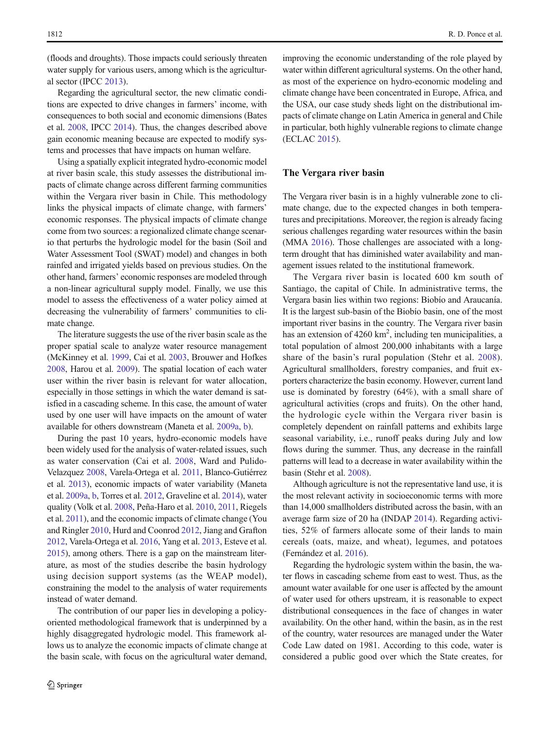(floods and droughts). Those impacts could seriously threaten water supply for various users, among which is the agricultural sector (IPCC 2013).

Regarding the agricultural sector, the new climatic conditions are expected to drive changes in farmers' income, with consequences to both social and economic dimensions (Bates et al. 2008, IPCC 2014). Thus, the changes described above gain economic meaning because are expected to modify systems and processes that have impacts on human welfare.

Using a spatially explicit integrated hydro-economic model at river basin scale, this study assesses the distributional impacts of climate change across different farming communities within the Vergara river basin in Chile. This methodology links the physical impacts of climate change, with farmers' economic responses. The physical impacts of climate change come from two sources: a regionalized climate change scenario that perturbs the hydrologic model for the basin (Soil and Water Assessment Tool (SWAT) model) and changes in both rainfed and irrigated yields based on previous studies. On the other hand, farmers' economic responses are modeled through a non-linear agricultural supply model. Finally, we use this model to assess the effectiveness of a water policy aimed at decreasing the vulnerability of farmers' communities to climate change.

The literature suggests the use of the river basin scale as the proper spatial scale to analyze water resource management (McKinney et al. 1999, Cai et al. 2003, Brouwer and Hofkes 2008, Harou et al. 2009). The spatial location of each water user within the river basin is relevant for water allocation, especially in those settings in which the water demand is satisfied in a cascading scheme. In this case, the amount of water used by one user will have impacts on the amount of water available for others downstream (Maneta et al. 2009a, b).

During the past 10 years, hydro-economic models have been widely used for the analysis of water-related issues, such as water conservation (Cai et al. 2008, Ward and Pulido-Velazquez 2008, Varela-Ortega et al. 2011, Blanco-Gutiérrez et al. 2013), economic impacts of water variability (Maneta et al. 2009a, b, Torres et al. 2012, Graveline et al. 2014), water quality (Volk et al. 2008, Peña-Haro et al. 2010, 2011, Riegels et al. 2011), and the economic impacts of climate change (You and Ringler 2010, Hurd and Coonrod 2012, Jiang and Grafton 2012, Varela-Ortega et al. 2016, Yang et al. 2013, Esteve et al. 2015), among others. There is a gap on the mainstream literature, as most of the studies describe the basin hydrology using decision support systems (as the WEAP model), constraining the model to the analysis of water requirements instead of water demand.

The contribution of our paper lies in developing a policy-oriented methodological framework that is underpinned by a highly disaggregated hydrologic model. This framework allows us to analyze the economic impacts of climate change at the basin scale, with focus on the agricultural water demand, improving the economic understanding of the role played by water within different agricultural systems. On the other hand, as most of the experience on hydro-economic modeling and climate change have been concentrated in Europe, Africa, and the USA, our case study sheds light on the distributional impacts of climate change on Latin America in general and Chile in particular, both highly vulnerable regions to climate change (ECLAC 2015).

## The Vergara river basin

The Vergara river basin is in a highly vulnerable zone to climate change, due to the expected changes in both temperatures and precipitations. Moreover, the region is already facing serious challenges regarding water resources within the basin (MMA 2016). Those challenges are associated with a long-term drought that has diminished water availability and management issues related to the institutional framework.

The Vergara river basin is located 600 km south of Santiago, the capital of Chile. In administrative terms, the Vergara basin lies within two regions: Biobío and Araucanía. It is the largest sub-basin of the Biobío basin, one of the most important river basins in the country. The Vergara river basin has an extension of 4260 km$^2$, including ten municipalities, a total population of almost 200,000 inhabitants with a large share of the basin's rural population (Stehr et al. 2008). Agricultural smallholders, forestry companies, and fruit exporters characterize the basin economy. However, current land use is dominated by forestry (64%), with a small share of agricultural activities (crops and fruits). On the other hand, the hydrologic cycle within the Vergara river basin is completely dependent on rainfall patterns and exhibits large seasonal variability, i.e., runoff peaks during July and low flows during the summer. Thus, any decrease in the rainfall patterns will lead to a decrease in water availability within the basin (Stehr et al. 2008).

Although agriculture is not the representative land use, it is the most relevant activity in socioeconomic terms with more than 14,000 smallholders distributed across the basin, with an average farm size of 20 ha (INDAP 2014). Regarding activities, 52% of farmers allocate some of their lands to main cereals (oats, maize, and wheat), legumes, and potatoes (Fernández et al. 2016).

Regarding the hydrologic system within the basin, the water flows in cascading scheme from east to west. Thus, as the amount water available for one user is affected by the amount of water used for others upstream, it is reasonable to expect distributional consequences in the face of changes in water availability. On the other hand, within the basin, as in the rest of the country, water resources are managed under the Water Code Law dated on 1981. According to this code, water is considered a public good over which the State creates, for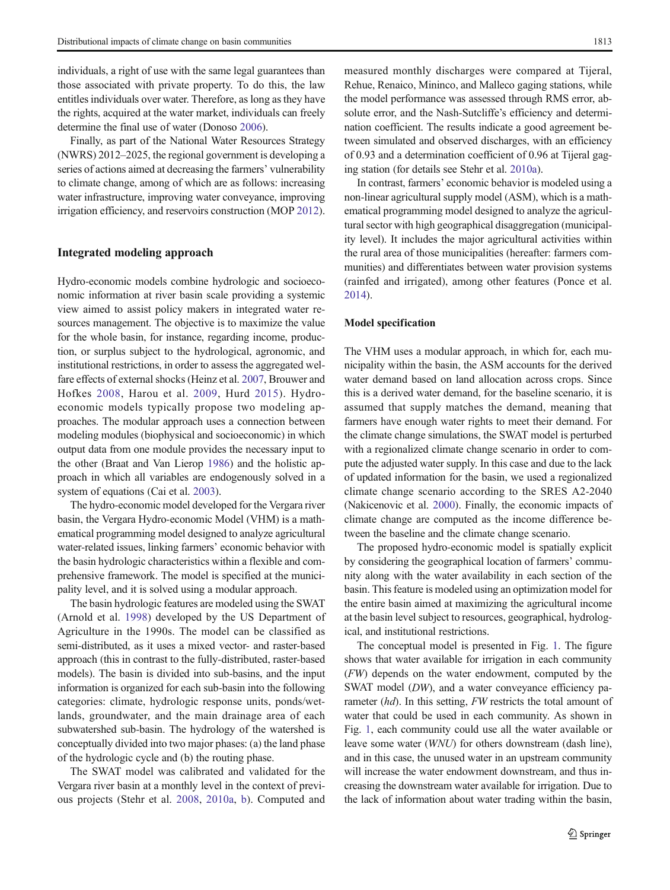individuals, a right of use with the same legal guarantees than those associated with private property. To do this, the law entitles individuals over water. Therefore, as long as they have the rights, acquired at the water market, individuals can freely determine the final use of water (Donoso 2006).

Finally, as part of the National Water Resources Strategy (NWRS) 2012–2025, the regional government is developing a series of actions aimed at decreasing the farmers' vulnerability to climate change, among of which are as follows: increasing water infrastructure, improving water conveyance, improving irrigation efficiency, and reservoirs construction (MOP 2012).

## Integrated modeling approach

Hydro-economic models combine hydrologic and socioeconomic information at river basin scale providing a systemic view aimed to assist policy makers in integrated water resources management. The objective is to maximize the value for the whole basin, for instance, regarding income, production, or surplus subject to the hydrological, agronomic, and institutional restrictions, in order to assess the aggregated welfare effects of external shocks (Heinz et al. 2007, Brouwer and Hofkes 2008, Harou et al. 2009, Hurd 2015). Hydro-economic models typically propose two modeling approaches. The modular approach uses a connection between modeling modules (biophysical and socioeconomic) in which output data from one module provides the necessary input to the other (Braat and Van Lierop 1986) and the holistic approach in which all variables are endogenously solved in a system of equations (Cai et al. 2003).

The hydro-economic model developed for the Vergara river basin, the Vergara Hydro-economic Model (VHM) is a mathematical programming model designed to analyze agricultural water-related issues, linking farmers' economic behavior with the basin hydrologic characteristics within a flexible and comprehensive framework. The model is specified at the municipality level, and it is solved using a modular approach.

The basin hydrologic features are modeled using the SWAT (Arnold et al. 1998) developed by the US Department of Agriculture in the 1990s. The model can be classified as semi-distributed, as it uses a mixed vector- and raster-based approach (this in contrast to the fully-distributed, raster-based models). The basin is divided into sub-basins, and the input information is organized for each sub-basin into the following categories: climate, hydrologic response units, ponds/wetlands, groundwater, and the main drainage area of each subwatershed sub-basin. The hydrology of the watershed is conceptually divided into two major phases: (a) the land phase of the hydrologic cycle and (b) the routing phase.

The SWAT model was calibrated and validated for the Vergara river basin at a monthly level in the context of previous projects (Stehr et al. 2008, 2010a, b). Computed and measured monthly discharges were compared at Tijeral, Rehue, Renaico, Mininco, and Malleco gaging stations, while the model performance was assessed through RMS error, absolute error, and the Nash-Sutcliffe's efficiency and determination coefficient. The results indicate a good agreement between simulated and observed discharges, with an efficiency of 0.93 and a determination coefficient of 0.96 at Tijeral gaging station (for details see Stehr et al. 2010a).

In contrast, farmers' economic behavior is modeled using a non-linear agricultural supply model (ASM), which is a mathematical programming model designed to analyze the agricultural sector with high geographical disaggregation (municipality level). It includes the major agricultural activities within the rural area of those municipalities (hereafter: farmers communities) and differentiates between water provision systems (rainfed and irrigated), among other features (Ponce et al. 2014).

### Model specification

The VHM uses a modular approach, in which for, each municipality within the basin, the ASM accounts for the derived water demand based on land allocation across crops. Since this is a derived water demand, for the baseline scenario, it is assumed that supply matches the demand, meaning that farmers have enough water rights to meet their demand. For the climate change simulations, the SWAT model is perturbed with a regionalized climate change scenario in order to compute the adjusted water supply. In this case and due to the lack of updated information for the basin, we used a regionalized climate change scenario according to the SRES A2-2040 (Nakicenovic et al. 2000). Finally, the economic impacts of climate change are computed as the income difference between the baseline and the climate change scenario.

The proposed hydro-economic model is spatially explicit by considering the geographical location of farmers' community along with the water availability in each section of the basin. This feature is modeled using an optimization model for the entire basin aimed at maximizing the agricultural income at the basin level subject to resources, geographical, hydrological, and institutional restrictions.

The conceptual model is presented in Fig. 1. The figure shows that water available for irrigation in each community (*FW*) depends on the water endowment, computed by the SWAT model (*DW*), and a water conveyance efficiency parameter (*hd*). In this setting, *FW* restricts the total amount of water that could be used in each community. As shown in Fig. 1, each community could use all the water available or leave some water (*WNU*) for others downstream (dash line), and in this case, the unused water in an upstream community will increase the water endowment downstream, and thus increasing the downstream water available for irrigation. Due to the lack of information about water trading within the basin,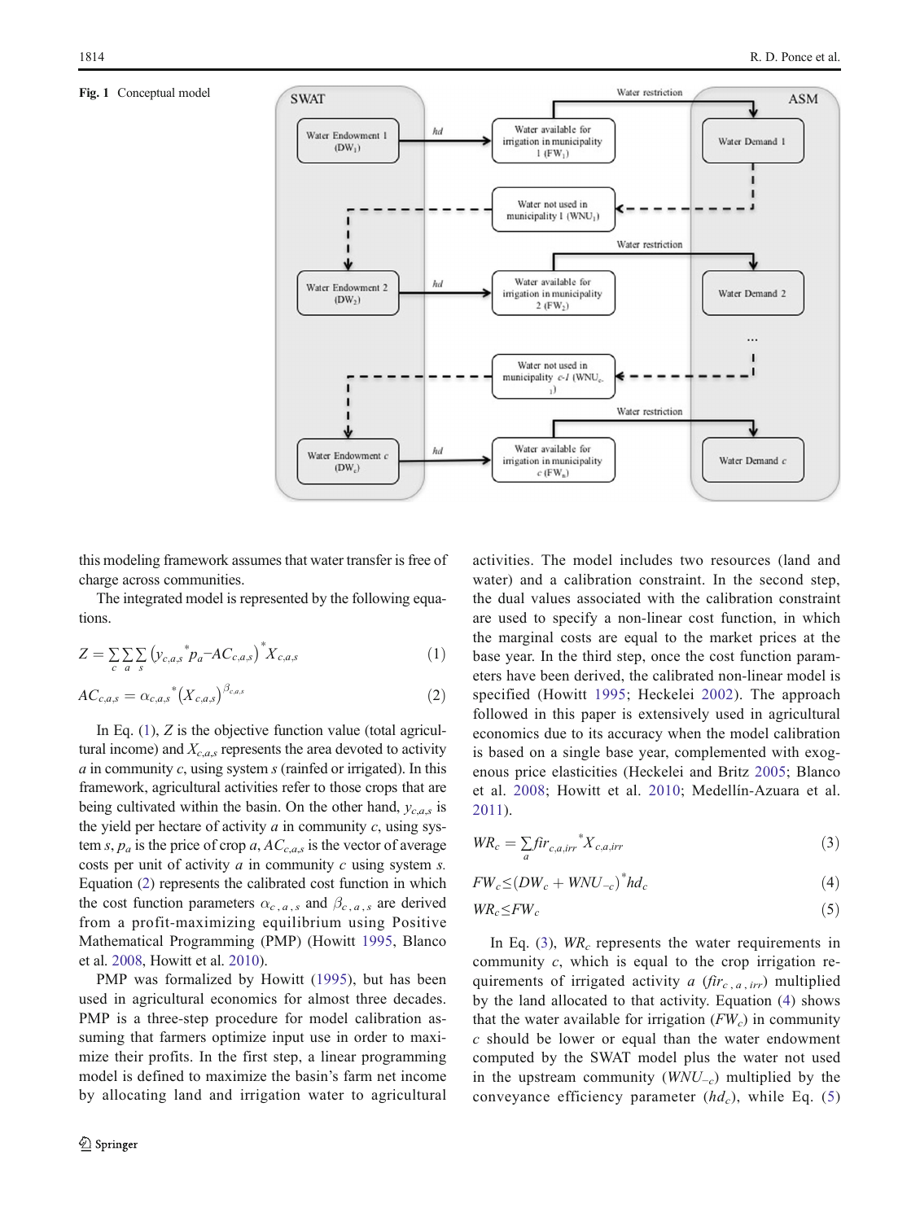**Fig. 1** Conceptual model

this modeling framework assumes that water transfer is free of charge across communities.

The integrated model is represented by the following equations.

$$Z = \sum_c \sum_a \sum_s \left(y_{c,a,s}{}^* p_a - AC_{c,a,s}\right)^* X_{c,a,s} \tag{1}$$

$$AC_{c,a,s} = \alpha_{c,a,s}{}^* \left(X_{c,a,s}\right)^{\beta_{c,a,s}} \tag{2}$$

In Eq. (1), $Z$ is the objective function value (total agricultural income) and $X_{c,a,s}$ represents the area devoted to activity $a$ in community $c$, using system $s$ (rainfed or irrigated). In this framework, agricultural activities refer to those crops that are being cultivated within the basin. On the other hand, $y_{c,a,s}$ is the yield per hectare of activity $a$ in community $c$, using system $s$, $p_a$ is the price of crop $a$, $AC_{c,a,s}$ is the vector of average costs per unit of activity $a$ in community $c$ using system $s$. Equation (2) represents the calibrated cost function in which the cost function parameters $\alpha_{c,a,s}$ and $\beta_{c,a,s}$ are derived from a profit-maximizing equilibrium using Positive Mathematical Programming (PMP) (Howitt 1995, Blanco et al. 2008, Howitt et al. 2010).

PMP was formalized by Howitt (1995), but has been used in agricultural economics for almost three decades. PMP is a three-step procedure for model calibration assuming that farmers optimize input use in order to maximize their profits. In the first step, a linear programming model is defined to maximize the basin's farm net income by allocating land and irrigation water to agricultural activities. The model includes two resources (land and water) and a calibration constraint. In the second step, the dual values associated with the calibration constraint are used to specify a non-linear cost function, in which the marginal costs are equal to the market prices at the base year. In the third step, once the cost function parameters have been derived, the calibrated non-linear model is specified (Howitt 1995; Heckelei 2002). The approach followed in this paper is extensively used in agricultural economics due to its accuracy when the model calibration is based on a single base year, complemented with exogenous price elasticities (Heckelei and Britz 2005; Blanco et al. 2008; Howitt et al. 2010; Medellín-Azuara et al. 2011).

$$WR_c = \sum_a fir_{c,a,irr}{}^* X_{c,a,irr} \tag{3}$$

$$FW_c \leq \left(DW_c + WNU_{-c}\right)^* hd_c \tag{4}$$

$$WR_c \leq FW_c \tag{5}$$

In Eq. (3), $WR_c$ represents the water requirements in community $c$, which is equal to the crop irrigation requirements of irrigated activity $a$ ($fir_{c,a,irr}$) multiplied by the land allocated to that activity. Equation (4) shows that the water available for irrigation ($FW_c$) in community $c$ should be lower or equal than the water endowment computed by the SWAT model plus the water not used in the upstream community ($WNU_{-c}$) multiplied by the conveyance efficiency parameter ($hd_c$), while Eq. (5)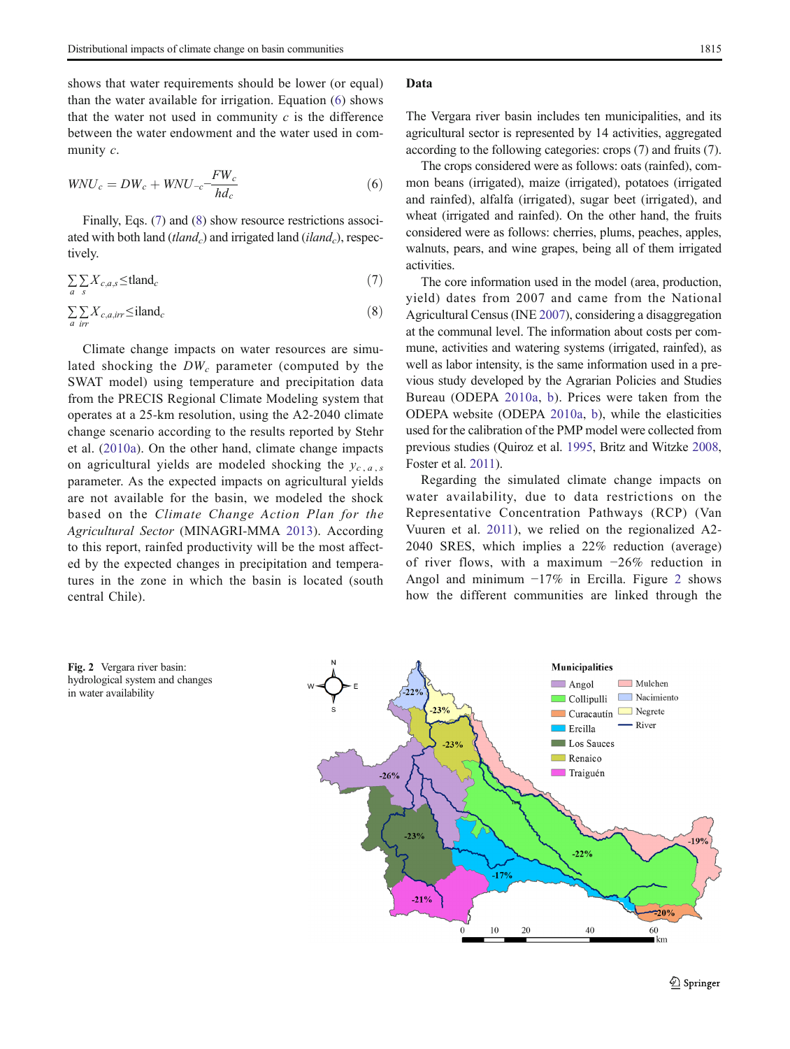shows that water requirements should be lower (or equal) than the water available for irrigation. Equation (6) shows that the water not used in community $c$ is the difference between the water endowment and the water used in community $c$.

$$WNU_c = DW_c + WNU_{-c} - \frac{FW_c}{hd_c} \tag{6}$$

Finally, Eqs. (7) and (8) show resource restrictions associated with both land ($tland_c$) and irrigated land ($iland_c$), respectively.

$$\sum_a \sum_s X_{c,a,s} \leq \text{tland}_c \tag{7}$$

$$\sum_a \sum_{irr} X_{c,a,irr} \leq \text{iland}_c \tag{8}$$

Climate change impacts on water resources are simulated shocking the $DW_c$ parameter (computed by the SWAT model) using temperature and precipitation data from the PRECIS Regional Climate Modeling system that operates at a 25-km resolution, using the A2-2040 climate change scenario according to the results reported by Stehr et al. (2010a). On the other hand, climate change impacts on agricultural yields are modeled shocking the $y_{c,a,s}$ parameter. As the expected impacts on agricultural yields are not available for the basin, we modeled the shock based on the *Climate Change Action Plan for the Agricultural Sector* (MINAGRI-MMA 2013). According to this report, rainfed productivity will be the most affected by the expected changes in precipitation and temperatures in the zone in which the basin is located (south central Chile).

## Data

The Vergara river basin includes ten municipalities, and its agricultural sector is represented by 14 activities, aggregated according to the following categories: crops (7) and fruits (7).

The crops considered were as follows: oats (rainfed), common beans (irrigated), maize (irrigated), potatoes (irrigated and rainfed), alfalfa (irrigated), sugar beet (irrigated), and wheat (irrigated and rainfed). On the other hand, the fruits considered were as follows: cherries, plums, peaches, apples, walnuts, pears, and wine grapes, being all of them irrigated activities.

The core information used in the model (area, production, yield) dates from 2007 and came from the National Agricultural Census (INE 2007), considering a disaggregation at the communal level. The information about costs per commune, activities and watering systems (irrigated, rainfed), as well as labor intensity, is the same information used in a previous study developed by the Agrarian Policies and Studies Bureau (ODEPA 2010a, b). Prices were taken from the ODEPA website (ODEPA 2010a, b), while the elasticities used for the calibration of the PMP model were collected from previous studies (Quiroz et al. 1995, Britz and Witzke 2008, Foster et al. 2011).

Regarding the simulated climate change impacts on water availability, due to data restrictions on the Representative Concentration Pathways (RCP) (Van Vuuren et al. 2011), we relied on the regionalized A2-2040 SRES, which implies a 22% reduction (average) of river flows, with a maximum −26% reduction in Angol and minimum −17% in Ercilla. Figure 2 shows how the different communities are linked through the

**Fig. 2** Vergara river basin: hydrological system and changes in water availability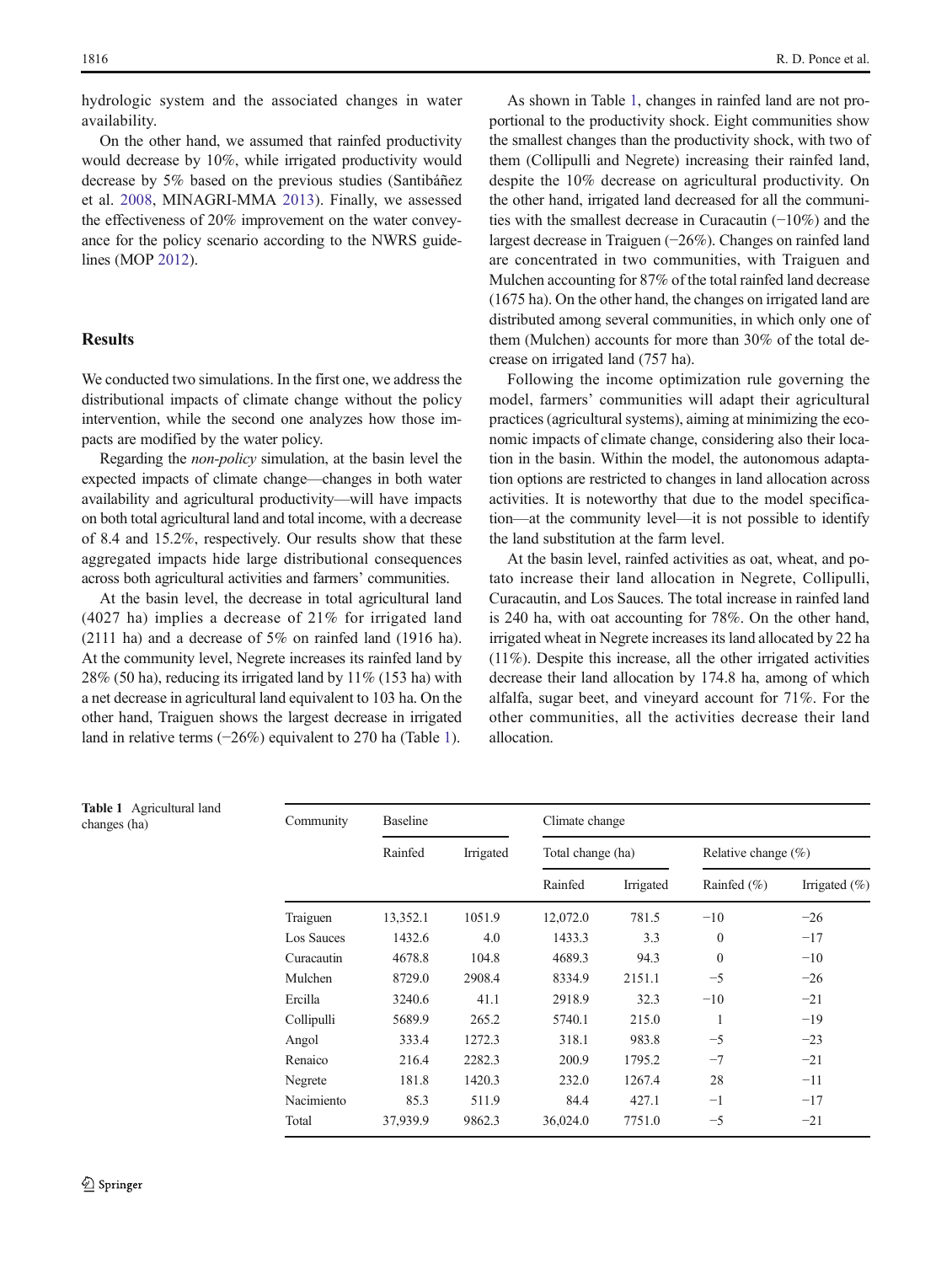hydrologic system and the associated changes in water availability.

On the other hand, we assumed that rainfed productivity would decrease by 10%, while irrigated productivity would decrease by 5% based on the previous studies (Santibáñez et al. 2008, MINAGRI-MMA 2013). Finally, we assessed the effectiveness of 20% improvement on the water conveyance for the policy scenario according to the NWRS guidelines (MOP 2012).

## Results

We conducted two simulations. In the first one, we address the distributional impacts of climate change without the policy intervention, while the second one analyzes how those impacts are modified by the water policy.

Regarding the *non-policy* simulation, at the basin level the expected impacts of climate change—changes in both water availability and agricultural productivity—will have impacts on both total agricultural land and total income, with a decrease of 8.4 and 15.2%, respectively. Our results show that these aggregated impacts hide large distributional consequences across both agricultural activities and farmers' communities.

At the basin level, the decrease in total agricultural land (4027 ha) implies a decrease of 21% for irrigated land (2111 ha) and a decrease of 5% on rainfed land (1916 ha). At the community level, Negrete increases its rainfed land by 28% (50 ha), reducing its irrigated land by 11% (153 ha) with a net decrease in agricultural land equivalent to 103 ha. On the other hand, Traiguen shows the largest decrease in irrigated land in relative terms (−26%) equivalent to 270 ha (Table 1).

As shown in Table 1, changes in rainfed land are not proportional to the productivity shock. Eight communities show the smallest changes than the productivity shock, with two of them (Collipulli and Negrete) increasing their rainfed land, despite the 10% decrease on agricultural productivity. On the other hand, irrigated land decreased for all the communities with the smallest decrease in Curacautin (−10%) and the largest decrease in Traiguen (−26%). Changes on rainfed land are concentrated in two communities, with Traiguen and Mulchen accounting for 87% of the total rainfed land decrease (1675 ha). On the other hand, the changes on irrigated land are distributed among several communities, in which only one of them (Mulchen) accounts for more than 30% of the total decrease on irrigated land (757 ha).

Following the income optimization rule governing the model, farmers' communities will adapt their agricultural practices (agricultural systems), aiming at minimizing the economic impacts of climate change, considering also their location in the basin. Within the model, the autonomous adaptation options are restricted to changes in land allocation across activities. It is noteworthy that due to the model specification—at the community level—it is not possible to identify the land substitution at the farm level.

At the basin level, rainfed activities as oat, wheat, and potato increase their land allocation in Negrete, Collipulli, Curacautin, and Los Sauces. The total increase in rainfed land is 240 ha, with oat accounting for 78%. On the other hand, irrigated wheat in Negrete increases its land allocated by 22 ha (11%). Despite this increase, all the other irrigated activities decrease their land allocation by 174.8 ha, among of which alfalfa, sugar beet, and vineyard account for 71%. For the other communities, all the activities decrease their land allocation.

**Table 1** Agricultural land changes (ha)

| Community | Baseline | | Climate change | | | |
|---|---|---|---|---|---|---|
| | | | Total change (ha) | | Relative change (%) | |
| | Rainfed | Irrigated | Rainfed | Irrigated | Rainfed (%) | Irrigated (%) |
| Traiguen | 13,352.1 | 1051.9 | 12,072.0 | 781.5 | −10 | −26 |
| Los Sauces | 1432.6 | 4.0 | 1433.3 | 3.3 | 0 | −17 |
| Curacautin | 4678.8 | 104.8 | 4689.3 | 94.3 | 0 | −10 |
| Mulchen | 8729.0 | 2908.4 | 8334.9 | 2151.1 | −5 | −26 |
| Ercilla | 3240.6 | 41.1 | 2918.9 | 32.3 | −10 | −21 |
| Collipulli | 5689.9 | 265.2 | 5740.1 | 215.0 | 1 | −19 |
| Angol | 333.4 | 1272.3 | 318.1 | 983.8 | −5 | −23 |
| Renaico | 216.4 | 2282.3 | 200.9 | 1795.2 | −7 | −21 |
| Negrete | 181.8 | 1420.3 | 232.0 | 1267.4 | 28 | −11 |
| Nacimiento | 85.3 | 511.9 | 84.4 | 427.1 | −1 | −17 |
| Total | 37,939.9 | 9862.3 | 36,024.0 | 7751.0 | −5 | −21 |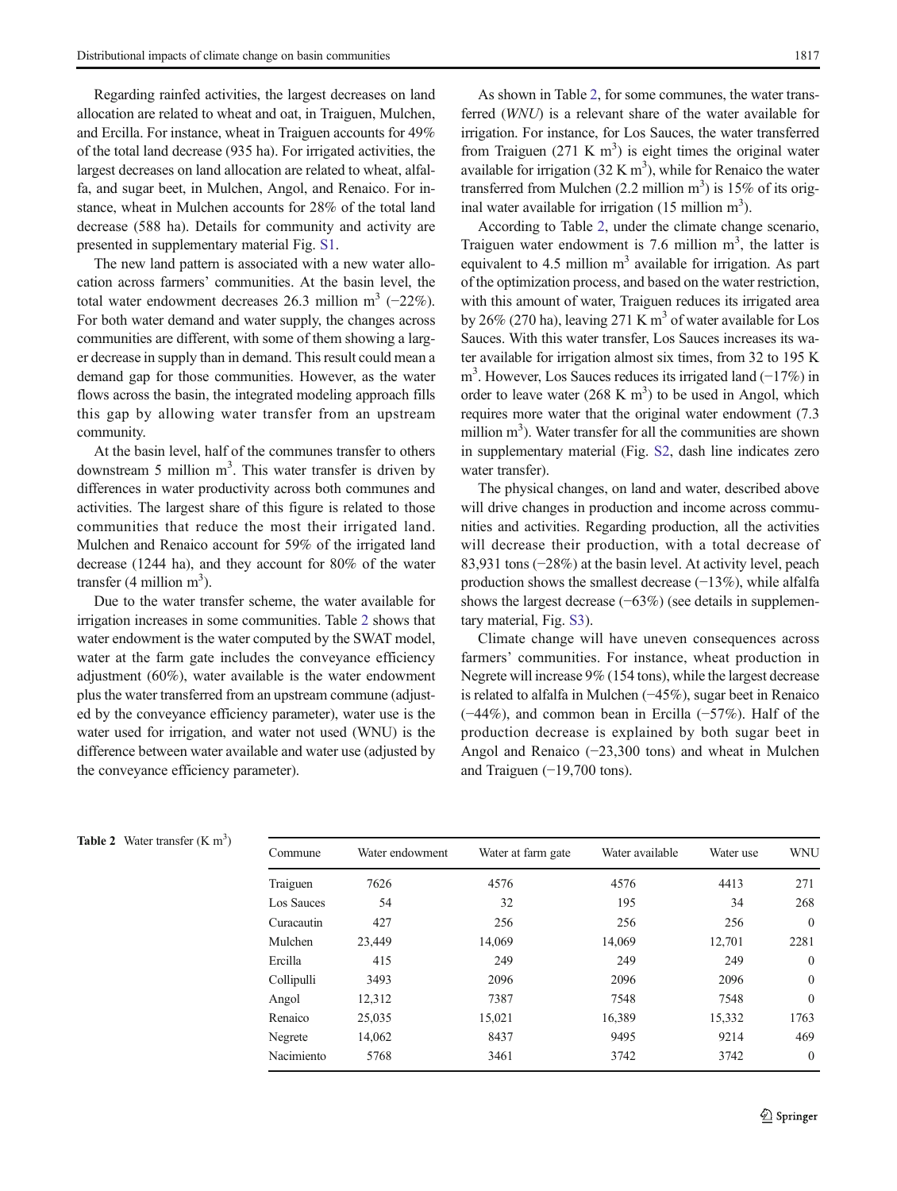Regarding rainfed activities, the largest decreases on land allocation are related to wheat and oat, in Traiguen, Mulchen, and Ercilla. For instance, wheat in Traiguen accounts for 49% of the total land decrease (935 ha). For irrigated activities, the largest decreases on land allocation are related to wheat, alfalfa, and sugar beet, in Mulchen, Angol, and Renaico. For instance, wheat in Mulchen accounts for 28% of the total land decrease (588 ha). Details for community and activity are presented in supplementary material Fig. S1.

The new land pattern is associated with a new water allocation across farmers' communities. At the basin level, the total water endowment decreases 26.3 million $m^3$ (−22%). For both water demand and water supply, the changes across communities are different, with some of them showing a larger decrease in supply than in demand. This result could mean a demand gap for those communities. However, as the water flows across the basin, the integrated modeling approach fills this gap by allowing water transfer from an upstream community.

At the basin level, half of the communes transfer to others downstream 5 million $m^3$. This water transfer is driven by differences in water productivity across both communes and activities. The largest share of this figure is related to those communities that reduce the most their irrigated land. Mulchen and Renaico account for 59% of the irrigated land decrease (1244 ha), and they account for 80% of the water transfer (4 million $m^3$).

Due to the water transfer scheme, the water available for irrigation increases in some communities. Table 2 shows that water endowment is the water computed by the SWAT model, water at the farm gate includes the conveyance efficiency adjustment (60%), water available is the water endowment plus the water transferred from an upstream commune (adjusted by the conveyance efficiency parameter), water use is the water used for irrigation, and water not used (WNU) is the difference between water available and water use (adjusted by the conveyance efficiency parameter).

As shown in Table 2, for some communes, the water transferred (*WNU*) is a relevant share of the water available for irrigation. For instance, for Los Sauces, the water transferred from Traiguen (271 K $m^3$) is eight times the original water available for irrigation (32 K $m^3$), while for Renaico the water transferred from Mulchen (2.2 million $m^3$) is 15% of its original water available for irrigation (15 million $m^3$).

According to Table 2, under the climate change scenario, Traiguen water endowment is 7.6 million $m^3$, the latter is equivalent to 4.5 million $m^3$ available for irrigation. As part of the optimization process, and based on the water restriction, with this amount of water, Traiguen reduces its irrigated area by 26% (270 ha), leaving 271 K $m^3$ of water available for Los Sauces. With this water transfer, Los Sauces increases its water available for irrigation almost six times, from 32 to 195 K $m^3$. However, Los Sauces reduces its irrigated land (−17%) in order to leave water (268 K $m^3$) to be used in Angol, which requires more water that the original water endowment (7.3 million $m^3$). Water transfer for all the communities are shown in supplementary material (Fig. S2, dash line indicates zero water transfer).

The physical changes, on land and water, described above will drive changes in production and income across communities and activities. Regarding production, all the activities will decrease their production, with a total decrease of 83,931 tons (−28%) at the basin level. At activity level, peach production shows the smallest decrease (−13%), while alfalfa shows the largest decrease (−63%) (see details in supplementary material, Fig. S3).

Climate change will have uneven consequences across farmers' communities. For instance, wheat production in Negrete will increase 9% (154 tons), while the largest decrease is related to alfalfa in Mulchen (−45%), sugar beet in Renaico (−44%), and common bean in Ercilla (−57%). Half of the production decrease is explained by both sugar beet in Angol and Renaico (−23,300 tons) and wheat in Mulchen and Traiguen (−19,700 tons).

**Table 2** Water transfer (K $m^3$)

| Commune | Water endowment | Water at farm gate | Water available | Water use | WNU |
|---|---|---|---|---|---|
| Traiguen | 7626 | 4576 | 4576 | 4413 | 271 |
| Los Sauces | 54 | 32 | 195 | 34 | 268 |
| Curacautin | 427 | 256 | 256 | 256 | 0 |
| Mulchen | 23,449 | 14,069 | 14,069 | 12,701 | 2281 |
| Ercilla | 415 | 249 | 249 | 249 | 0 |
| Collipulli | 3493 | 2096 | 2096 | 2096 | 0 |
| Angol | 12,312 | 7387 | 7548 | 7548 | 0 |
| Renaico | 25,035 | 15,021 | 16,389 | 15,332 | 1763 |
| Negrete | 14,062 | 8437 | 9495 | 9214 | 469 |
| Nacimiento | 5768 | 3461 | 3742 | 3742 | 0 |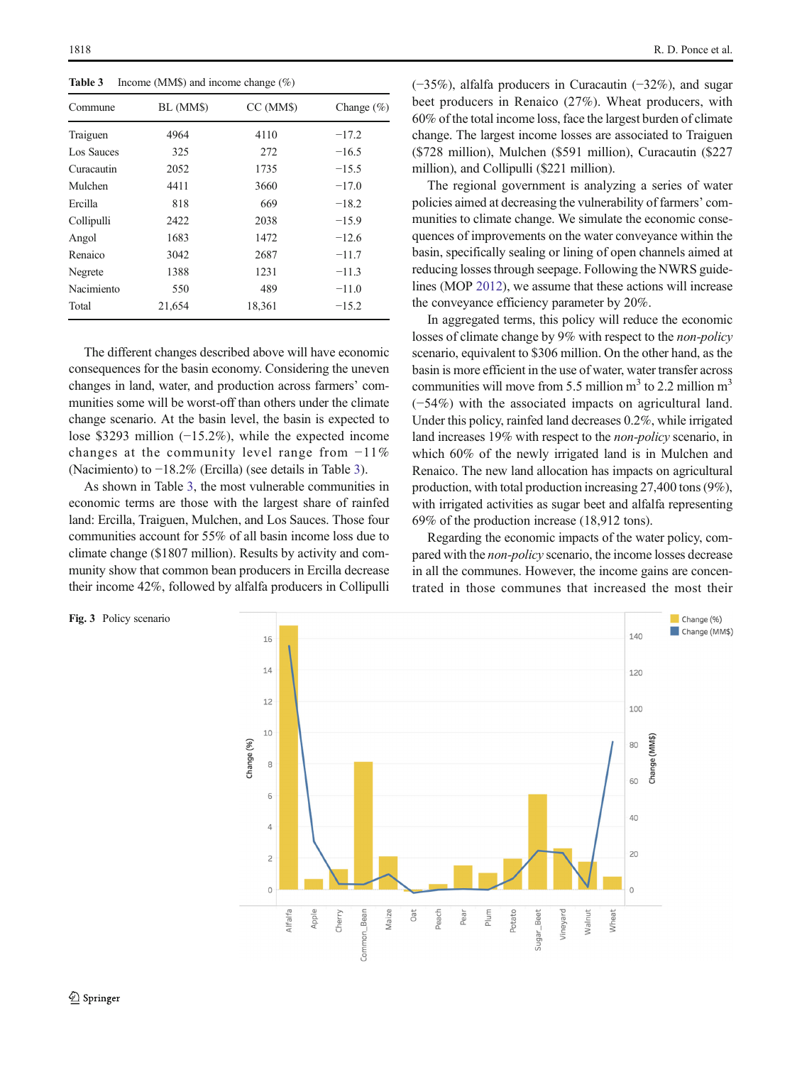**Table 3** Income (MM$) and income change (%)

| Commune | BL (MM$) | CC (MM$) | Change (%) |
|---|---|---|---|
| Traiguen | 4964 | 4110 | −17.2 |
| Los Sauces | 325 | 272 | −16.5 |
| Curacautin | 2052 | 1735 | −15.5 |
| Mulchen | 4411 | 3660 | −17.0 |
| Ercilla | 818 | 669 | −18.2 |
| Collipulli | 2422 | 2038 | −15.9 |
| Angol | 1683 | 1472 | −12.6 |
| Renaico | 3042 | 2687 | −11.7 |
| Negrete | 1388 | 1231 | −11.3 |
| Nacimiento | 550 | 489 | −11.0 |
| Total | 21,654 | 18,361 | −15.2 |

The different changes described above will have economic consequences for the basin economy. Considering the uneven changes in land, water, and production across farmers' communities some will be worst-off than others under the climate change scenario. At the basin level, the basin is expected to lose $3293 million (−15.2%), while the expected income changes at the community level range from −11% (Nacimiento) to −18.2% (Ercilla) (see details in Table 3).

As shown in Table 3, the most vulnerable communities in economic terms are those with the largest share of rainfed land: Ercilla, Traiguen, Mulchen, and Los Sauces. Those four communities account for 55% of all basin income loss due to climate change ($1807 million). Results by activity and community show that common bean producers in Ercilla decrease their income 42%, followed by alfalfa producers in Collipulli (−35%), alfalfa producers in Curacautin (−32%), and sugar beet producers in Renaico (27%). Wheat producers, with 60% of the total income loss, face the largest burden of climate change. The largest income losses are associated to Traiguen ($728 million), Mulchen ($591 million), Curacautin ($227 million), and Collipulli ($221 million).

The regional government is analyzing a series of water policies aimed at decreasing the vulnerability of farmers' communities to climate change. We simulate the economic consequences of improvements on the water conveyance within the basin, specifically sealing or lining of open channels aimed at reducing losses through seepage. Following the NWRS guidelines (MOP 2012), we assume that these actions will increase the conveyance efficiency parameter by 20%.

In aggregated terms, this policy will reduce the economic losses of climate change by 9% with respect to the *non-policy* scenario, equivalent to $306 million. On the other hand, as the basin is more efficient in the use of water, water transfer across communities will move from 5.5 million m$^3$ to 2.2 million m$^3$ (−54%) with the associated impacts on agricultural land. Under this policy, rainfed land decreases 0.2%, while irrigated land increases 19% with respect to the *non-policy* scenario, in which 60% of the newly irrigated land is in Mulchen and Renaico. The new land allocation has impacts on agricultural production, with total production increasing 27,400 tons (9%), with irrigated activities as sugar beet and alfalfa representing 69% of the production increase (18,912 tons).

Regarding the economic impacts of the water policy, compared with the *non-policy* scenario, the income losses decrease in all the communes. However, the income gains are concentrated in those communes that increased the most their

**Fig. 3** Policy scenario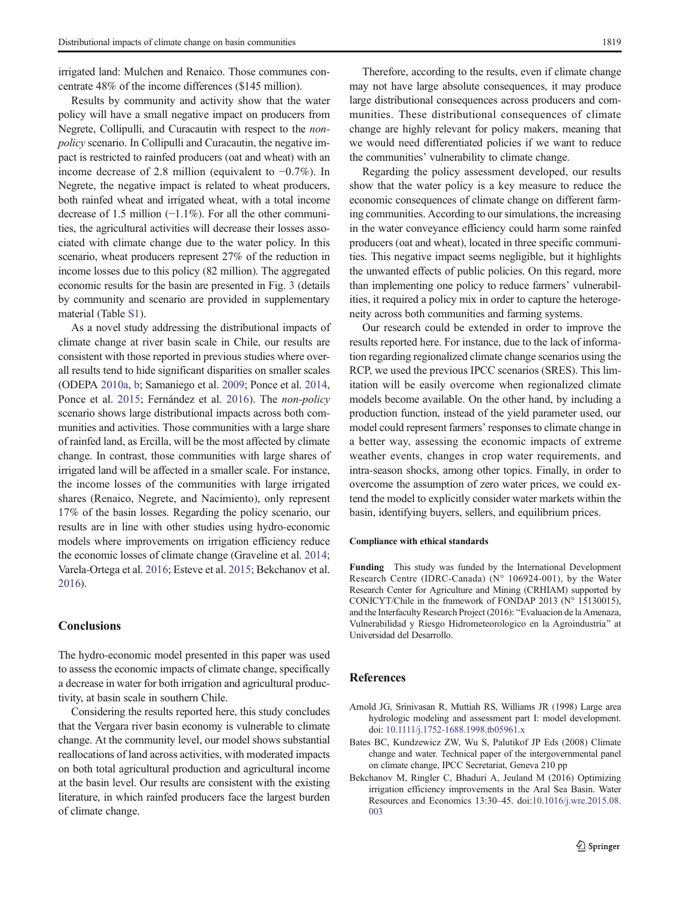irrigated land: Mulchen and Renaico. Those communes concentrate 48% of the income differences ($145 million).

Results by community and activity show that the water policy will have a small negative impact on producers from Negrete, Collipulli, and Curacautin with respect to the *non-policy* scenario. In Collipulli and Curacautin, the negative impact is restricted to rainfed producers (oat and wheat) with an income decrease of 2.8 million (equivalent to −0.7%). In Negrete, the negative impact is related to wheat producers, both rainfed wheat and irrigated wheat, with a total income decrease of 1.5 million (−1.1%). For all the other communities, the agricultural activities will decrease their losses associated with climate change due to the water policy. In this scenario, wheat producers represent 27% of the reduction in income losses due to this policy (82 million). The aggregated economic results for the basin are presented in Fig. 3 (details by community and scenario are provided in supplementary material (Table S1).

As a novel study addressing the distributional impacts of climate change at river basin scale in Chile, our results are consistent with those reported in previous studies where overall results tend to hide significant disparities on smaller scales (ODEPA 2010a, b; Samaniego et al. 2009; Ponce et al. 2014, Ponce et al. 2015; Fernández et al. 2016). The *non-policy* scenario shows large distributional impacts across both communities and activities. Those communities with a large share of rainfed land, as Ercilla, will be the most affected by climate change. In contrast, those communities with large shares of irrigated land will be affected in a smaller scale. For instance, the income losses of the communities with large irrigated shares (Renaico, Negrete, and Nacimiento), only represent 17% of the basin losses. Regarding the policy scenario, our results are in line with other studies using hydro-economic models where improvements on irrigation efficiency reduce the economic losses of climate change (Graveline et al. 2014; Varela-Ortega et al. 2016; Esteve et al. 2015; Bekchanov et al. 2016).

## Conclusions

The hydro-economic model presented in this paper was used to assess the economic impacts of climate change, specifically a decrease in water for both irrigation and agricultural productivity, at basin scale in southern Chile.

Considering the results reported here, this study concludes that the Vergara river basin economy is vulnerable to climate change. At the community level, our model shows substantial reallocations of land across activities, with moderated impacts on both total agricultural production and agricultural income at the basin level. Our results are consistent with the existing literature, in which rainfed producers face the largest burden of climate change.

Therefore, according to the results, even if climate change may not have large absolute consequences, it may produce large distributional consequences across producers and communities. These distributional consequences of climate change are highly relevant for policy makers, meaning that we would need differentiated policies if we want to reduce the communities' vulnerability to climate change.

Regarding the policy assessment developed, our results show that the water policy is a key measure to reduce the economic consequences of climate change on different farming communities. According to our simulations, the increasing in the water conveyance efficiency could harm some rainfed producers (oat and wheat), located in three specific communities. This negative impact seems negligible, but it highlights the unwanted effects of public policies. On this regard, more than implementing one policy to reduce farmers' vulnerabilities, it required a policy mix in order to capture the heterogeneity across both communities and farming systems.

Our research could be extended in order to improve the results reported here. For instance, due to the lack of information regarding regionalized climate change scenarios using the RCP, we used the previous IPCC scenarios (SRES). This limitation will be easily overcome when regionalized climate models become available. On the other hand, by including a production function, instead of the yield parameter used, our model could represent farmers' responses to climate change in a better way, assessing the economic impacts of extreme weather events, changes in crop water requirements, and intra-season shocks, among other topics. Finally, in order to overcome the assumption of zero water prices, we could extend the model to explicitly consider water markets within the basin, identifying buyers, sellers, and equilibrium prices.

#### Compliance with ethical standards

**Funding** This study was funded by the International Development Research Centre (IDRC-Canada) (N° 106924-001), by the Water Research Center for Agriculture and Mining (CRHIAM) supported by CONICYT/Chile in the framework of FONDAP 2013 (N° 15130015), and the Interfaculty Research Project (2016): "Evaluacion de la Amenaza, Vulnerabilidad y Riesgo Hidrometeorologico en la Agroindustria" at Universidad del Desarrollo.

## References

- Arnold JG, Srinivasan R, Muttiah RS, Williams JR (1998) Large area hydrologic modeling and assessment part I: model development. doi: 10.1111/j.1752-1688.1998.tb05961.x
- Bates BC, Kundzewicz ZW, Wu S, Palutikof JP Eds (2008) Climate change and water. Technical paper of the intergovernmental panel on climate change, IPCC Secretariat, Geneva 210 pp
- Bekchanov M, Ringler C, Bhaduri A, Jeuland M (2016) Optimizing irrigation efficiency improvements in the Aral Sea Basin. Water Resources and Economics 13:30–45. doi:10.1016/j.wre.2015.08.003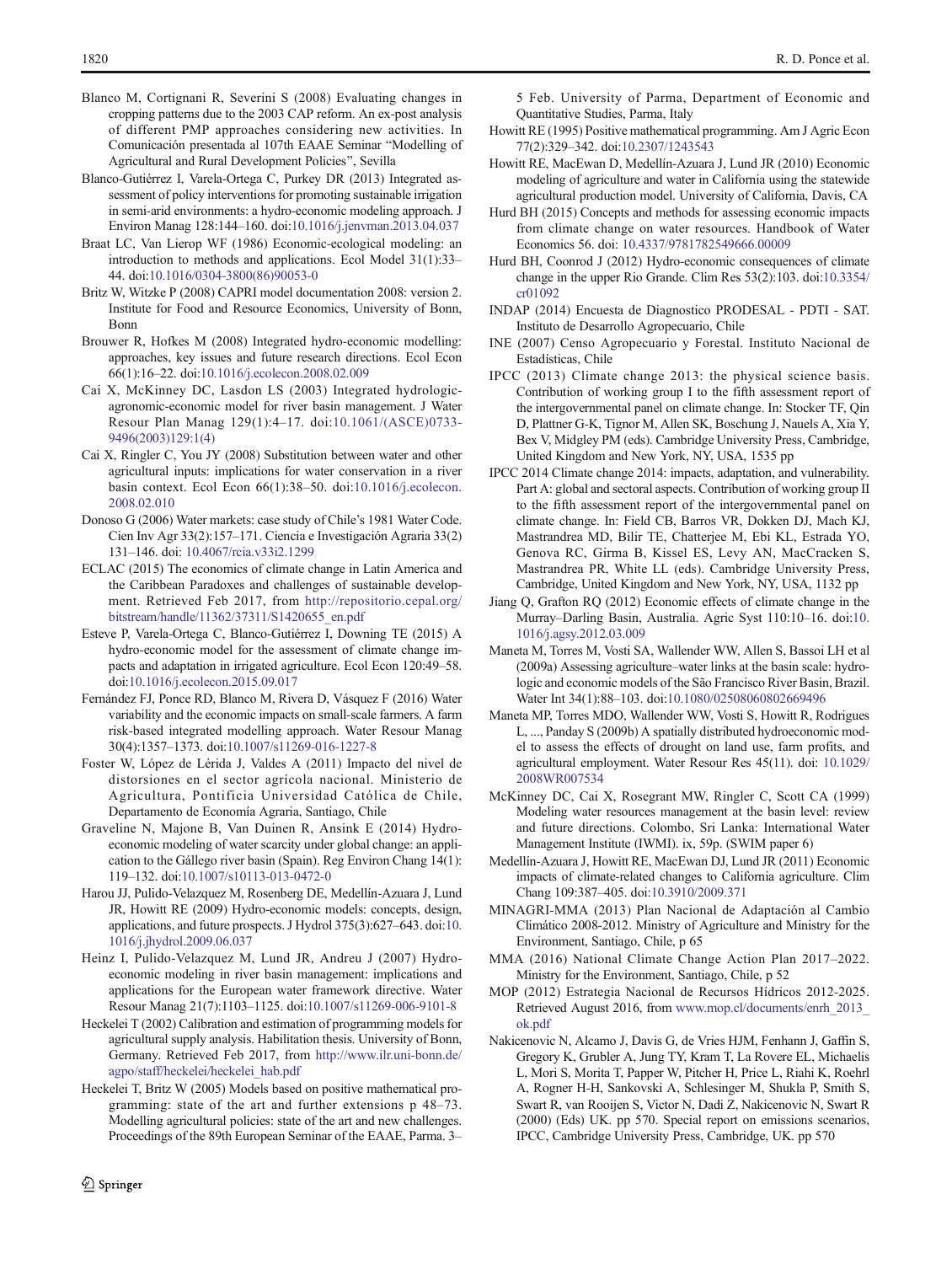Blanco M, Cortignani R, Severini S (2008) Evaluating changes in cropping patterns due to the 2003 CAP reform. An ex-post analysis of different PMP approaches considering new activities. In Comunicación presentada al 107th EAAE Seminar "Modelling of Agricultural and Rural Development Policies", Sevilla

Blanco-Gutiérrez I, Varela-Ortega C, Purkey DR (2013) Integrated assessment of policy interventions for promoting sustainable irrigation in semi-arid environments: a hydro-economic modeling approach. J Environ Manag 128:144–160. doi:10.1016/j.jenvman.2013.04.037

Braat LC, Van Lierop WF (1986) Economic-ecological modeling: an introduction to methods and applications. Ecol Model 31(1):33–44. doi:10.1016/0304-3800(86)90053-0

Britz W, Witzke P (2008) CAPRI model documentation 2008: version 2. Institute for Food and Resource Economics, University of Bonn, Bonn

Brouwer R, Hofkes M (2008) Integrated hydro-economic modelling: approaches, key issues and future research directions. Ecol Econ 66(1):16–22. doi:10.1016/j.ecolecon.2008.02.009

Cai X, McKinney DC, Lasdon LS (2003) Integrated hydrologic-agronomic-economic model for river basin management. J Water Resour Plan Manag 129(1):4–17. doi:10.1061/(ASCE)0733-9496(2003)129:1(4)

Cai X, Ringler C, You JY (2008) Substitution between water and other agricultural inputs: implications for water conservation in a river basin context. Ecol Econ 66(1):38–50. doi:10.1016/j.ecolecon.2008.02.010

Donoso G (2006) Water markets: case study of Chile's 1981 Water Code. Cien Inv Agr 33(2):157–171. Ciencia e Investigación Agraria 33(2) 131–146. doi: 10.4067/rcia.v33i2.1299

ECLAC (2015) The economics of climate change in Latin America and the Caribbean Paradoxes and challenges of sustainable development. Retrieved Feb 2017, from http://repositorio.cepal.org/bitstream/handle/11362/37311/S1420655_en.pdf

Esteve P, Varela-Ortega C, Blanco-Gutiérrez I, Downing TE (2015) A hydro-economic model for the assessment of climate change impacts and adaptation in irrigated agriculture. Ecol Econ 120:49–58. doi:10.1016/j.ecolecon.2015.09.017

Fernández FJ, Ponce RD, Blanco M, Rivera D, Vásquez F (2016) Water variability and the economic impacts on small-scale farmers. A farm risk-based integrated modelling approach. Water Resour Manag 30(4):1357–1373. doi:10.1007/s11269-016-1227-8

Foster W, López de Lérida J, Valdes A (2011) Impacto del nivel de distorsiones en el sector agrícola nacional. Ministerio de Agricultura, Pontificia Universidad Católica de Chile, Departamento de Economía Agraria, Santiago, Chile

Graveline N, Majone B, Van Duinen R, Ansink E (2014) Hydro-economic modeling of water scarcity under global change: an application to the Gállego river basin (Spain). Reg Environ Chang 14(1):119–132. doi:10.1007/s10113-013-0472-0

Harou JJ, Pulido-Velazquez M, Rosenberg DE, Medellín-Azuara J, Lund JR, Howitt RE (2009) Hydro-economic models: concepts, design, applications, and future prospects. J Hydrol 375(3):627–643. doi:10.1016/j.jhydrol.2009.06.037

Heinz I, Pulido-Velazquez M, Lund JR, Andreu J (2007) Hydro-economic modeling in river basin management: implications and applications for the European water framework directive. Water Resour Manag 21(7):1103–1125. doi:10.1007/s11269-006-9101-8

Heckelei T (2002) Calibration and estimation of programming models for agricultural supply analysis. Habilitation thesis. University of Bonn, Germany. Retrieved Feb 2017, from http://www.ilr.uni-bonn.de/agpo/staff/heckelei/heckelei_hab.pdf

Heckelei T, Britz W (2005) Models based on positive mathematical programming: state of the art and further extensions p 48–73. Modelling agricultural policies: state of the art and new challenges. Proceedings of the 89th European Seminar of the EAAE, Parma. 3–5 Feb. University of Parma, Department of Economic and Quantitative Studies, Parma, Italy

Howitt RE (1995) Positive mathematical programming. Am J Agric Econ 77(2):329–342. doi:10.2307/1243543

Howitt RE, MacEwan D, Medellín-Azuara J, Lund JR (2010) Economic modeling of agriculture and water in California using the statewide agricultural production model. University of California, Davis, CA

Hurd BH (2015) Concepts and methods for assessing economic impacts from climate change on water resources. Handbook of Water Economics 56. doi: 10.4337/9781782549666.00009

Hurd BH, Coonrod J (2012) Hydro-economic consequences of climate change in the upper Rio Grande. Clim Res 53(2):103. doi:10.3354/cr01092

INDAP (2014) Encuesta de Diagnostico PRODESAL - PDTI - SAT. Instituto de Desarrollo Agropecuario, Chile

INE (2007) Censo Agropecuario y Forestal. Instituto Nacional de Estadísticas, Chile

IPCC (2013) Climate change 2013: the physical science basis. Contribution of working group I to the fifth assessment report of the intergovernmental panel on climate change. In: Stocker TF, Qin D, Plattner G-K, Tignor M, Allen SK, Boschung J, Nauels A, Xia Y, Bex V, Midgley PM (eds). Cambridge University Press, Cambridge, United Kingdom and New York, NY, USA, 1535 pp

IPCC 2014 Climate change 2014: impacts, adaptation, and vulnerability. Part A: global and sectoral aspects. Contribution of working group II to the fifth assessment report of the intergovernmental panel on climate change. In: Field CB, Barros VR, Dokken DJ, Mach KJ, Mastrandrea MD, Bilir TE, Chatterjee M, Ebi KL, Estrada YO, Genova RC, Girma B, Kissel ES, Levy AN, MacCracken S, Mastrandrea PR, White LL (eds). Cambridge University Press, Cambridge, United Kingdom and New York, NY, USA, 1132 pp

Jiang Q, Grafton RQ (2012) Economic effects of climate change in the Murray–Darling Basin, Australia. Agric Syst 110:10–16. doi:10.1016/j.agsy.2012.03.009

Maneta M, Torres M, Vosti SA, Wallender WW, Allen S, Bassoi LH et al (2009a) Assessing agriculture–water links at the basin scale: hydrologic and economic models of the São Francisco River Basin, Brazil. Water Int 34(1):88–103. doi:10.1080/02508060802669496

Maneta MP, Torres MDO, Wallender WW, Vosti S, Howitt R, Rodrigues L, ..., Panday S (2009b) A spatially distributed hydroeconomic model to assess the effects of drought on land use, farm profits, and agricultural employment. Water Resour Res 45(11). doi: 10.1029/2008WR007534

McKinney DC, Cai X, Rosegrant MW, Ringler C, Scott CA (1999) Modeling water resources management at the basin level: review and future directions. Colombo, Sri Lanka: International Water Management Institute (IWMI). ix, 59p. (SWIM paper 6)

Medellín-Azuara J, Howitt RE, MacEwan DJ, Lund JR (2011) Economic impacts of climate-related changes to California agriculture. Clim Chang 109:387–405. doi:10.3910/2009.371

MINAGRI-MMA (2013) Plan Nacional de Adaptación al Cambio Climático 2008-2012. Ministry of Agriculture and Ministry for the Environment, Santiago, Chile, p 65

MMA (2016) National Climate Change Action Plan 2017–2022. Ministry for the Environment, Santiago, Chile, p 52

MOP (2012) Estrategia Nacional de Recursos Hídricos 2012-2025. Retrieved August 2016, from www.mop.cl/documents/enrh_2013_ok.pdf

Nakicenovic N, Alcamo J, Davis G, de Vries HJM, Fenhann J, Gaffin S, Gregory K, Grubler A, Jung TY, Kram T, La Rovere EL, Michaelis L, Mori S, Morita T, Papper W, Pitcher H, Price L, Riahi K, Roehrl A, Rogner H-H, Sankovski A, Schlesinger M, Shukla P, Smith S, Swart R, van Rooijen S, Victor N, Dadi Z, Nakicenovic N, Swart R (2000) (Eds) UK. pp 570. Special report on emissions scenarios, IPCC, Cambridge University Press, Cambridge, UK. pp 570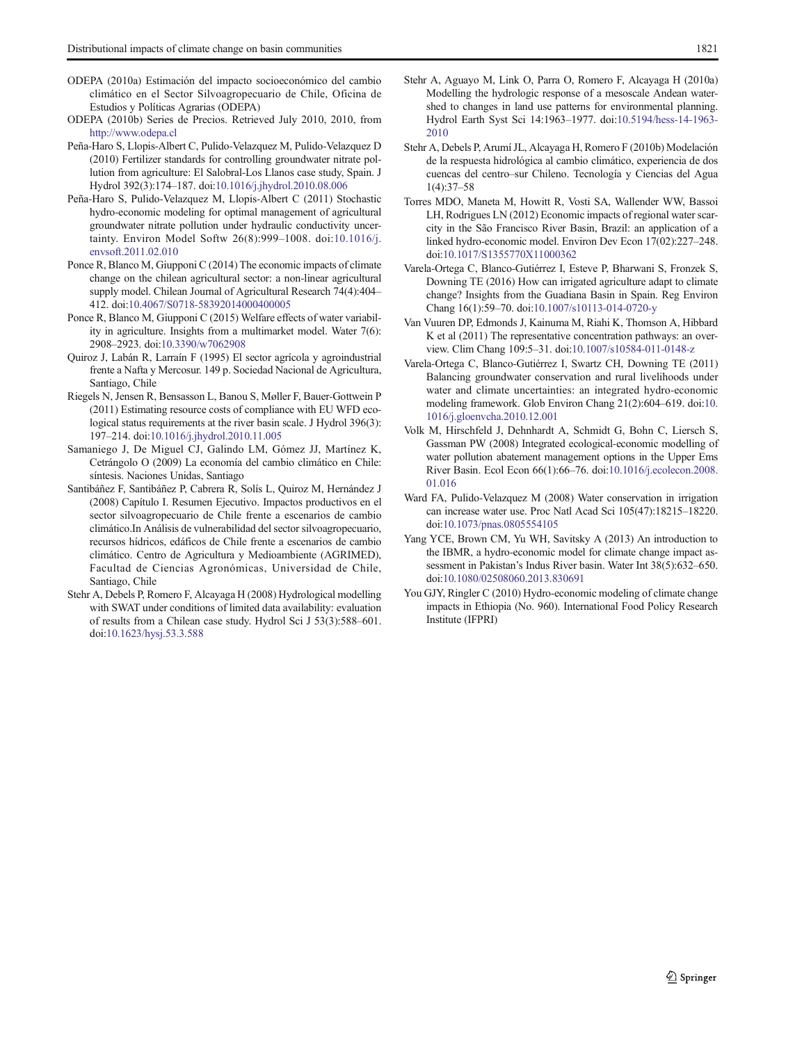ODEPA (2010a) Estimación del impacto socioeconómico del cambio climático en el Sector Silvoagropecuario de Chile, Oficina de Estudios y Políticas Agrarias (ODEPA)

ODEPA (2010b) Series de Precios. Retrieved July 2010, 2010, from http://www.odepa.cl

Peña-Haro S, Llopis-Albert C, Pulido-Velazquez M, Pulido-Velazquez D (2010) Fertilizer standards for controlling groundwater nitrate pollution from agriculture: El Salobral-Los Llanos case study, Spain. J Hydrol 392(3):174–187. doi:10.1016/j.jhydrol.2010.08.006

Peña-Haro S, Pulido-Velazquez M, Llopis-Albert C (2011) Stochastic hydro-economic modeling for optimal management of agricultural groundwater nitrate pollution under hydraulic conductivity uncertainty. Environ Model Softw 26(8):999–1008. doi:10.1016/j.envsoft.2011.02.010

Ponce R, Blanco M, Giupponi C (2014) The economic impacts of climate change on the chilean agricultural sector: a non-linear agricultural supply model. Chilean Journal of Agricultural Research 74(4):404–412. doi:10.4067/S0718-58392014000400005

Ponce R, Blanco M, Giupponi C (2015) Welfare effects of water variability in agriculture. Insights from a multimarket model. Water 7(6):2908–2923. doi:10.3390/w7062908

Quiroz J, Labán R, Larraín F (1995) El sector agrícola y agroindustrial frente a Nafta y Mercosur. 149 p. Sociedad Nacional de Agricultura, Santiago, Chile

Riegels N, Jensen R, Bensasson L, Banou S, Møller F, Bauer-Gottwein P (2011) Estimating resource costs of compliance with EU WFD ecological status requirements at the river basin scale. J Hydrol 396(3):197–214. doi:10.1016/j.jhydrol.2010.11.005

Samaniego J, De Miguel CJ, Galindo LM, Gómez JJ, Martínez K, Cetrángolo O (2009) La economía del cambio climático en Chile: síntesis. Naciones Unidas, Santiago

Santibáñez F, Santibáñez P, Cabrera R, Solís L, Quiroz M, Hernández J (2008) Capítulo I. Resumen Ejecutivo. Impactos productivos en el sector silvoagropecuario de Chile frente a escenarios de cambio climático.In Análisis de vulnerabilidad del sector silvoagropecuario, recursos hídricos, edáficos de Chile frente a escenarios de cambio climático. Centro de Agricultura y Medioambiente (AGRIMED), Facultad de Ciencias Agronómicas, Universidad de Chile, Santiago, Chile

Stehr A, Debels P, Romero F, Alcayaga H (2008) Hydrological modelling with SWAT under conditions of limited data availability: evaluation of results from a Chilean case study. Hydrol Sci J 53(3):588–601. doi:10.1623/hysj.53.3.588

Stehr A, Aguayo M, Link O, Parra O, Romero F, Alcayaga H (2010a) Modelling the hydrologic response of a mesoscale Andean watershed to changes in land use patterns for environmental planning. Hydrol Earth Syst Sci 14:1963–1977. doi:10.5194/hess-14-1963-2010

Stehr A, Debels P, Arumí JL, Alcayaga H, Romero F (2010b) Modelación de la respuesta hidrológica al cambio climático, experiencia de dos cuencas del centro–sur Chileno. Tecnología y Ciencias del Agua 1(4):37–58

Torres MDO, Maneta M, Howitt R, Vosti SA, Wallender WW, Bassoi LH, Rodrigues LN (2012) Economic impacts of regional water scarcity in the São Francisco River Basin, Brazil: an application of a linked hydro-economic model. Environ Dev Econ 17(02):227–248. doi:10.1017/S1355770X11000362

Varela-Ortega C, Blanco-Gutiérrez I, Esteve P, Bharwani S, Fronzek S, Downing TE (2016) How can irrigated agriculture adapt to climate change? Insights from the Guadiana Basin in Spain. Reg Environ Chang 16(1):59–70. doi:10.1007/s10113-014-0720-y

Van Vuuren DP, Edmonds J, Kainuma M, Riahi K, Thomson A, Hibbard K et al (2011) The representative concentration pathways: an overview. Clim Chang 109:5–31. doi:10.1007/s10584-011-0148-z

Varela-Ortega C, Blanco-Gutiérrez I, Swartz CH, Downing TE (2011) Balancing groundwater conservation and rural livelihoods under water and climate uncertainties: an integrated hydro-economic modeling framework. Glob Environ Chang 21(2):604–619. doi:10.1016/j.gloenvcha.2010.12.001

Volk M, Hirschfeld J, Dehnhardt A, Schmidt G, Bohn C, Liersch S, Gassman PW (2008) Integrated ecological-economic modelling of water pollution abatement management options in the Upper Ems River Basin. Ecol Econ 66(1):66–76. doi:10.1016/j.ecolecon.2008.01.016

Ward FA, Pulido-Velazquez M (2008) Water conservation in irrigation can increase water use. Proc Natl Acad Sci 105(47):18215–18220. doi:10.1073/pnas.0805554105

Yang YCE, Brown CM, Yu WH, Savitsky A (2013) An introduction to the IBMR, a hydro-economic model for climate change impact assessment in Pakistan's Indus River basin. Water Int 38(5):632–650. doi:10.1080/02508060.2013.830691

You GJY, Ringler C (2010) Hydro-economic modeling of climate change impacts in Ethiopia (No. 960). International Food Policy Research Institute (IFPRI)